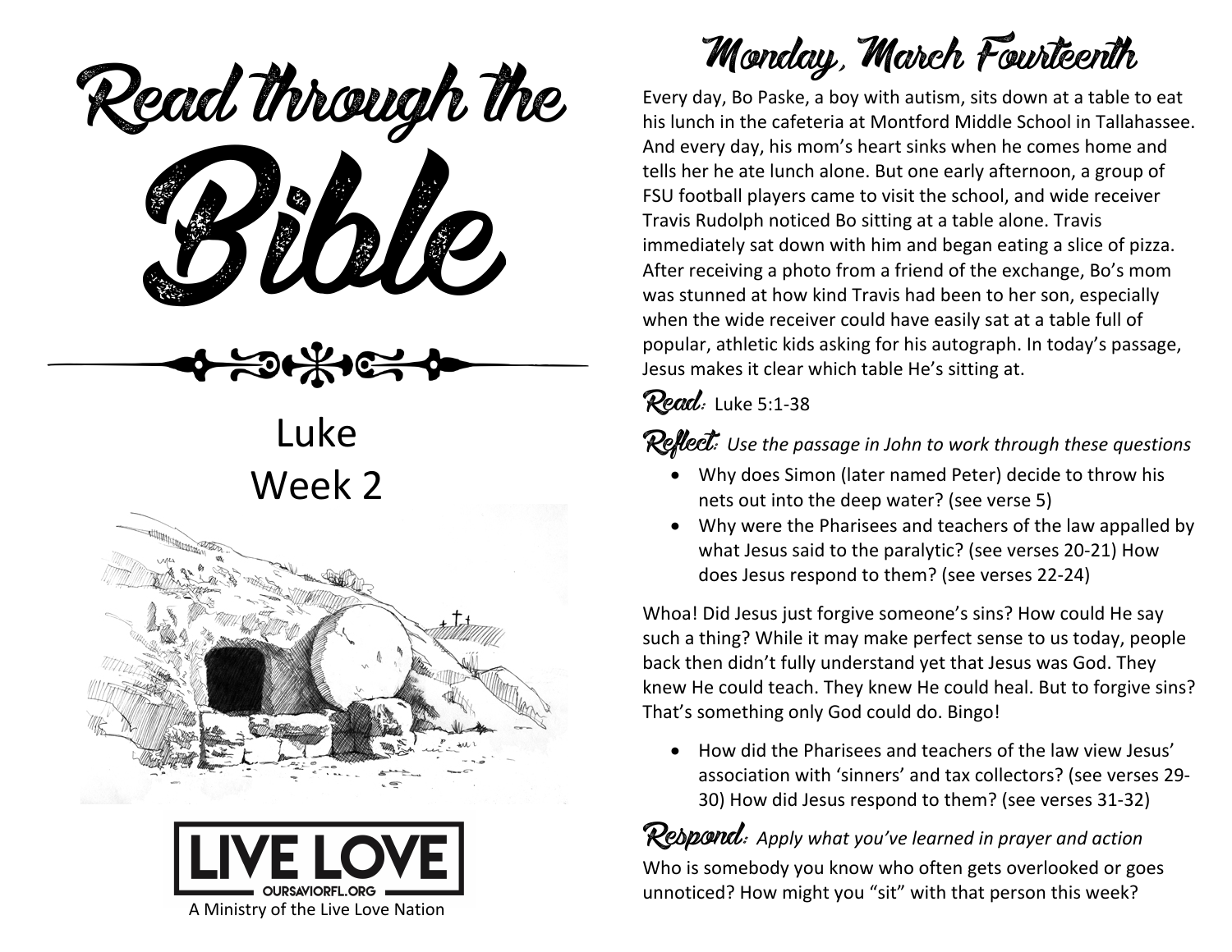# Read through the Bible

Luke
Week 2

LIVE LOVE
OURSAVIORFL.ORG
A Ministry of the Live Love Nation

## Monday, March Fourteenth

Every day, Bo Paske, a boy with autism, sits down at a table to eat his lunch in the cafeteria at Montford Middle School in Tallahassee. And every day, his mom's heart sinks when he comes home and tells her he ate lunch alone. But one early afternoon, a group of FSU football players came to visit the school, and wide receiver Travis Rudolph noticed Bo sitting at a table alone. Travis immediately sat down with him and began eating a slice of pizza. After receiving a photo from a friend of the exchange, Bo's mom was stunned at how kind Travis had been to her son, especially when the wide receiver could have easily sat at a table full of popular, athletic kids asking for his autograph. In today's passage, Jesus makes it clear which table He's sitting at.

**Read:** Luke 5:1-38

**Reflect:** *Use the passage in John to work through these questions*

- Why does Simon (later named Peter) decide to throw his nets out into the deep water? (see verse 5)
- Why were the Pharisees and teachers of the law appalled by what Jesus said to the paralytic? (see verses 20-21) How does Jesus respond to them? (see verses 22-24)

Whoa! Did Jesus just forgive someone's sins? How could He say such a thing? While it may make perfect sense to us today, people back then didn't fully understand yet that Jesus was God. They knew He could teach. They knew He could heal. But to forgive sins? That's something only God could do. Bingo!

- How did the Pharisees and teachers of the law view Jesus' association with 'sinners' and tax collectors? (see verses 29-30) How did Jesus respond to them? (see verses 31-32)

**Respond:** *Apply what you've learned in prayer and action*

Who is somebody you know who often gets overlooked or goes unnoticed? How might you "sit" with that person this week?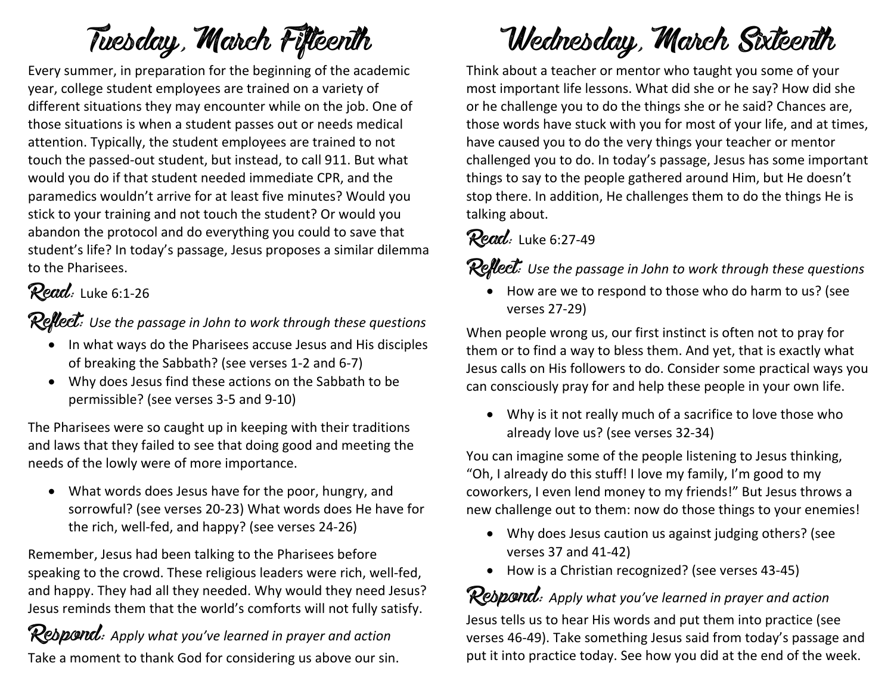# Tuesday, March Fifteenth

Every summer, in preparation for the beginning of the academic year, college student employees are trained on a variety of different situations they may encounter while on the job. One of those situations is when a student passes out or needs medical attention. Typically, the student employees are trained to not touch the passed-out student, but instead, to call 911. But what would you do if that student needed immediate CPR, and the paramedics wouldn't arrive for at least five minutes? Would you stick to your training and not touch the student? Or would you abandon the protocol and do everything you could to save that student's life? In today's passage, Jesus proposes a similar dilemma to the Pharisees.

**Read:** Luke 6:1-26

**Reflect:** *Use the passage in John to work through these questions*

- In what ways do the Pharisees accuse Jesus and His disciples of breaking the Sabbath? (see verses 1-2 and 6-7)
- Why does Jesus find these actions on the Sabbath to be permissible? (see verses 3-5 and 9-10)

The Pharisees were so caught up in keeping with their traditions and laws that they failed to see that doing good and meeting the needs of the lowly were of more importance.

- What words does Jesus have for the poor, hungry, and sorrowful? (see verses 20-23) What words does He have for the rich, well-fed, and happy? (see verses 24-26)

Remember, Jesus had been talking to the Pharisees before speaking to the crowd. These religious leaders were rich, well-fed, and happy. They had all they needed. Why would they need Jesus? Jesus reminds them that the world's comforts will not fully satisfy.

**Respond:** *Apply what you've learned in prayer and action*

Take a moment to thank God for considering us above our sin.

# Wednesday, March Sixteenth

Think about a teacher or mentor who taught you some of your most important life lessons. What did she or he say? How did she or he challenge you to do the things she or he said? Chances are, those words have stuck with you for most of your life, and at times, have caused you to do the very things your teacher or mentor challenged you to do. In today's passage, Jesus has some important things to say to the people gathered around Him, but He doesn't stop there. In addition, He challenges them to do the things He is talking about.

**Read:** Luke 6:27-49

**Reflect:** *Use the passage in John to work through these questions*

- How are we to respond to those who do harm to us? (see verses 27-29)

When people wrong us, our first instinct is often not to pray for them or to find a way to bless them. And yet, that is exactly what Jesus calls on His followers to do. Consider some practical ways you can consciously pray for and help these people in your own life.

- Why is it not really much of a sacrifice to love those who already love us? (see verses 32-34)

You can imagine some of the people listening to Jesus thinking, "Oh, I already do this stuff! I love my family, I'm good to my coworkers, I even lend money to my friends!" But Jesus throws a new challenge out to them: now do those things to your enemies!

- Why does Jesus caution us against judging others? (see verses 37 and 41-42)
- How is a Christian recognized? (see verses 43-45)

**Respond:** *Apply what you've learned in prayer and action*

Jesus tells us to hear His words and put them into practice (see verses 46-49). Take something Jesus said from today's passage and put it into practice today. See how you did at the end of the week.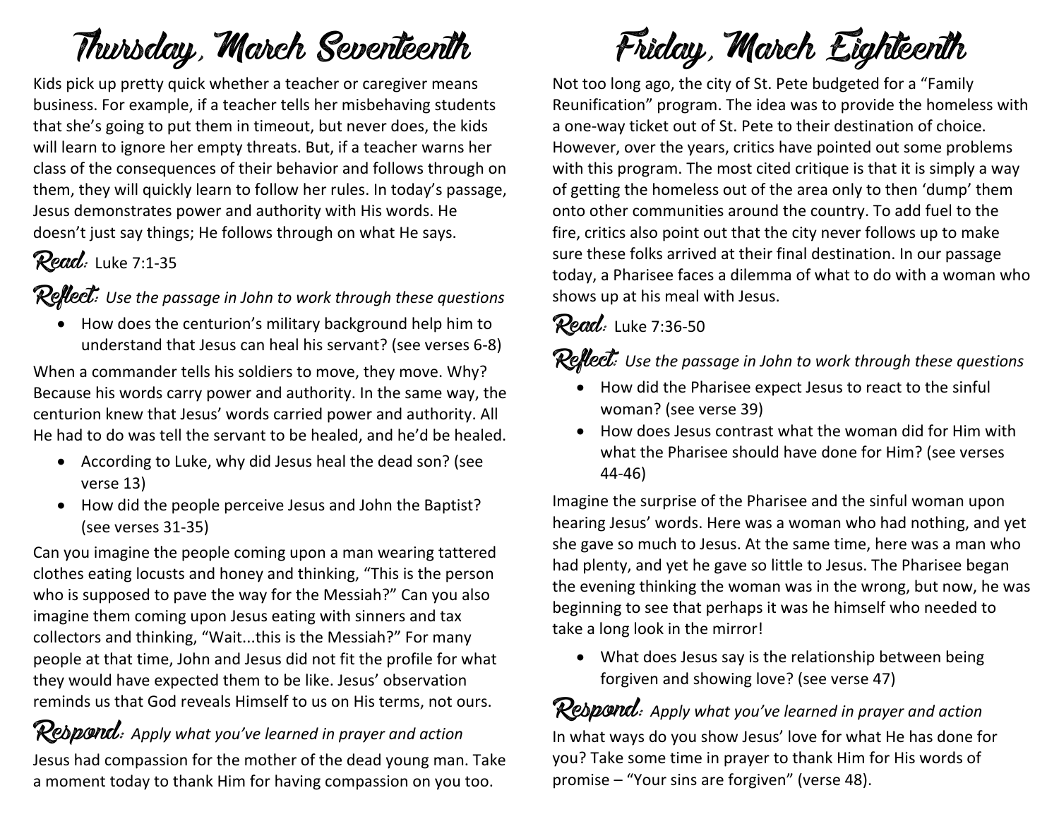# Thursday, March Seventeenth

Kids pick up pretty quick whether a teacher or caregiver means business. For example, if a teacher tells her misbehaving students that she's going to put them in timeout, but never does, the kids will learn to ignore her empty threats. But, if a teacher warns her class of the consequences of their behavior and follows through on them, they will quickly learn to follow her rules. In today's passage, Jesus demonstrates power and authority with His words. He doesn't just say things; He follows through on what He says.

**Read:** Luke 7:1-35

**Reflect:** *Use the passage in John to work through these questions*

- How does the centurion's military background help him to understand that Jesus can heal his servant? (see verses 6-8)

When a commander tells his soldiers to move, they move. Why? Because his words carry power and authority. In the same way, the centurion knew that Jesus' words carried power and authority. All He had to do was tell the servant to be healed, and he'd be healed.

- According to Luke, why did Jesus heal the dead son? (see verse 13)
- How did the people perceive Jesus and John the Baptist? (see verses 31-35)

Can you imagine the people coming upon a man wearing tattered clothes eating locusts and honey and thinking, "This is the person who is supposed to pave the way for the Messiah?" Can you also imagine them coming upon Jesus eating with sinners and tax collectors and thinking, "Wait...this is the Messiah?" For many people at that time, John and Jesus did not fit the profile for what they would have expected them to be like. Jesus' observation reminds us that God reveals Himself to us on His terms, not ours.

**Respond:** *Apply what you've learned in prayer and action*

Jesus had compassion for the mother of the dead young man. Take a moment today to thank Him for having compassion on you too.

# Friday, March Eighteenth

Not too long ago, the city of St. Pete budgeted for a "Family Reunification" program. The idea was to provide the homeless with a one-way ticket out of St. Pete to their destination of choice. However, over the years, critics have pointed out some problems with this program. The most cited critique is that it is simply a way of getting the homeless out of the area only to then 'dump' them onto other communities around the country. To add fuel to the fire, critics also point out that the city never follows up to make sure these folks arrived at their final destination. In our passage today, a Pharisee faces a dilemma of what to do with a woman who shows up at his meal with Jesus.

**Read:** Luke 7:36-50

**Reflect:** *Use the passage in John to work through these questions*

- How did the Pharisee expect Jesus to react to the sinful woman? (see verse 39)
- How does Jesus contrast what the woman did for Him with what the Pharisee should have done for Him? (see verses 44-46)

Imagine the surprise of the Pharisee and the sinful woman upon hearing Jesus' words. Here was a woman who had nothing, and yet she gave so much to Jesus. At the same time, here was a man who had plenty, and yet he gave so little to Jesus. The Pharisee began the evening thinking the woman was in the wrong, but now, he was beginning to see that perhaps it was he himself who needed to take a long look in the mirror!

- What does Jesus say is the relationship between being forgiven and showing love? (see verse 47)

**Respond:** *Apply what you've learned in prayer and action*

In what ways do you show Jesus' love for what He has done for you? Take some time in prayer to thank Him for His words of promise – "Your sins are forgiven" (verse 48).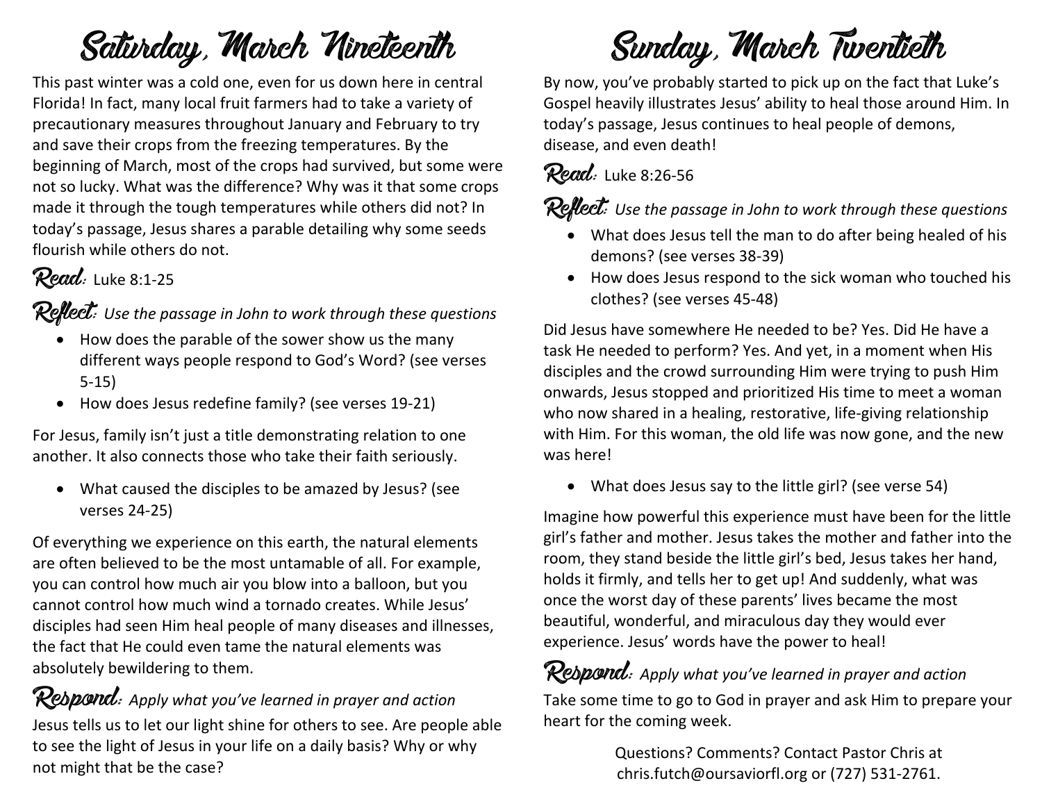# Saturday, March Nineteenth

This past winter was a cold one, even for us down here in central Florida! In fact, many local fruit farmers had to take a variety of precautionary measures throughout January and February to try and save their crops from the freezing temperatures. By the beginning of March, most of the crops had survived, but some were not so lucky. What was the difference? Why was it that some crops made it through the tough temperatures while others did not? In today's passage, Jesus shares a parable detailing why some seeds flourish while others do not.

**Read:** Luke 8:1-25

**Reflect:** *Use the passage in John to work through these questions*

- How does the parable of the sower show us the many different ways people respond to God's Word? (see verses 5-15)
- How does Jesus redefine family? (see verses 19-21)

For Jesus, family isn't just a title demonstrating relation to one another. It also connects those who take their faith seriously.

- What caused the disciples to be amazed by Jesus? (see verses 24-25)

Of everything we experience on this earth, the natural elements are often believed to be the most untamable of all. For example, you can control how much air you blow into a balloon, but you cannot control how much wind a tornado creates. While Jesus' disciples had seen Him heal people of many diseases and illnesses, the fact that He could even tame the natural elements was absolutely bewildering to them.

**Respond:** *Apply what you've learned in prayer and action*

Jesus tells us to let our light shine for others to see. Are people able to see the light of Jesus in your life on a daily basis? Why or why not might that be the case?

# Sunday, March Twentieth

By now, you've probably started to pick up on the fact that Luke's Gospel heavily illustrates Jesus' ability to heal those around Him. In today's passage, Jesus continues to heal people of demons, disease, and even death!

**Read:** Luke 8:26-56

**Reflect:** *Use the passage in John to work through these questions*

- What does Jesus tell the man to do after being healed of his demons? (see verses 38-39)
- How does Jesus respond to the sick woman who touched his clothes? (see verses 45-48)

Did Jesus have somewhere He needed to be? Yes. Did He have a task He needed to perform? Yes. And yet, in a moment when His disciples and the crowd surrounding Him were trying to push Him onwards, Jesus stopped and prioritized His time to meet a woman who now shared in a healing, restorative, life-giving relationship with Him. For this woman, the old life was now gone, and the new was here!

- What does Jesus say to the little girl? (see verse 54)

Imagine how powerful this experience must have been for the little girl's father and mother. Jesus takes the mother and father into the room, they stand beside the little girl's bed, Jesus takes her hand, holds it firmly, and tells her to get up! And suddenly, what was once the worst day of these parents' lives became the most beautiful, wonderful, and miraculous day they would ever experience. Jesus' words have the power to heal!

**Respond:** *Apply what you've learned in prayer and action*

Take some time to go to God in prayer and ask Him to prepare your heart for the coming week.

Questions? Comments? Contact Pastor Chris at chris.futch@oursaviorfl.org or (727) 531-2761.